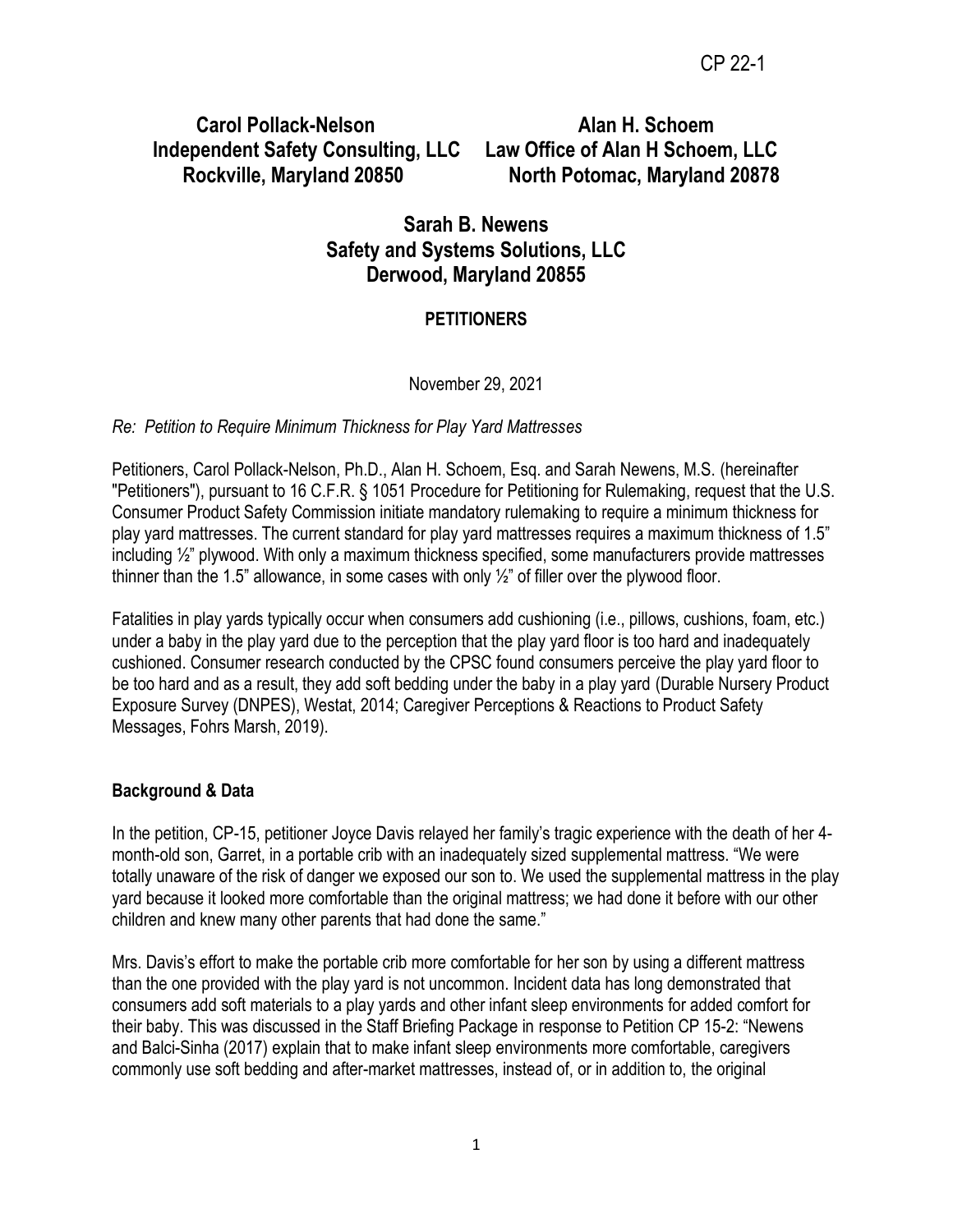CP 22-1

**Carol Pollack-Nelson**
**Independent Safety Consulting, LLC**
**Rockville, Maryland 20850**

**Alan H. Schoem**
**Law Office of Alan H Schoem, LLC**
**North Potomac, Maryland 20878**

**Sarah B. Newens**
**Safety and Systems Solutions, LLC**
**Derwood, Maryland 20855**

**PETITIONERS**

November 29, 2021

*Re: Petition to Require Minimum Thickness for Play Yard Mattresses*

Petitioners, Carol Pollack-Nelson, Ph.D., Alan H. Schoem, Esq. and Sarah Newens, M.S. (hereinafter "Petitioners"), pursuant to 16 C.F.R. § 1051 Procedure for Petitioning for Rulemaking, request that the U.S. Consumer Product Safety Commission initiate mandatory rulemaking to require a minimum thickness for play yard mattresses. The current standard for play yard mattresses requires a maximum thickness of 1.5" including ½" plywood. With only a maximum thickness specified, some manufacturers provide mattresses thinner than the 1.5" allowance, in some cases with only ½" of filler over the plywood floor.

Fatalities in play yards typically occur when consumers add cushioning (i.e., pillows, cushions, foam, etc.) under a baby in the play yard due to the perception that the play yard floor is too hard and inadequately cushioned. Consumer research conducted by the CPSC found consumers perceive the play yard floor to be too hard and as a result, they add soft bedding under the baby in a play yard (Durable Nursery Product Exposure Survey (DNPES), Westat, 2014; Caregiver Perceptions & Reactions to Product Safety Messages, Fohrs Marsh, 2019).

## Background & Data

In the petition, CP-15, petitioner Joyce Davis relayed her family's tragic experience with the death of her 4-month-old son, Garret, in a portable crib with an inadequately sized supplemental mattress. "We were totally unaware of the risk of danger we exposed our son to. We used the supplemental mattress in the play yard because it looked more comfortable than the original mattress; we had done it before with our other children and knew many other parents that had done the same."

Mrs. Davis's effort to make the portable crib more comfortable for her son by using a different mattress than the one provided with the play yard is not uncommon. Incident data has long demonstrated that consumers add soft materials to a play yards and other infant sleep environments for added comfort for their baby. This was discussed in the Staff Briefing Package in response to Petition CP 15-2: "Newens and Balci-Sinha (2017) explain that to make infant sleep environments more comfortable, caregivers commonly use soft bedding and after-market mattresses, instead of, or in addition to, the original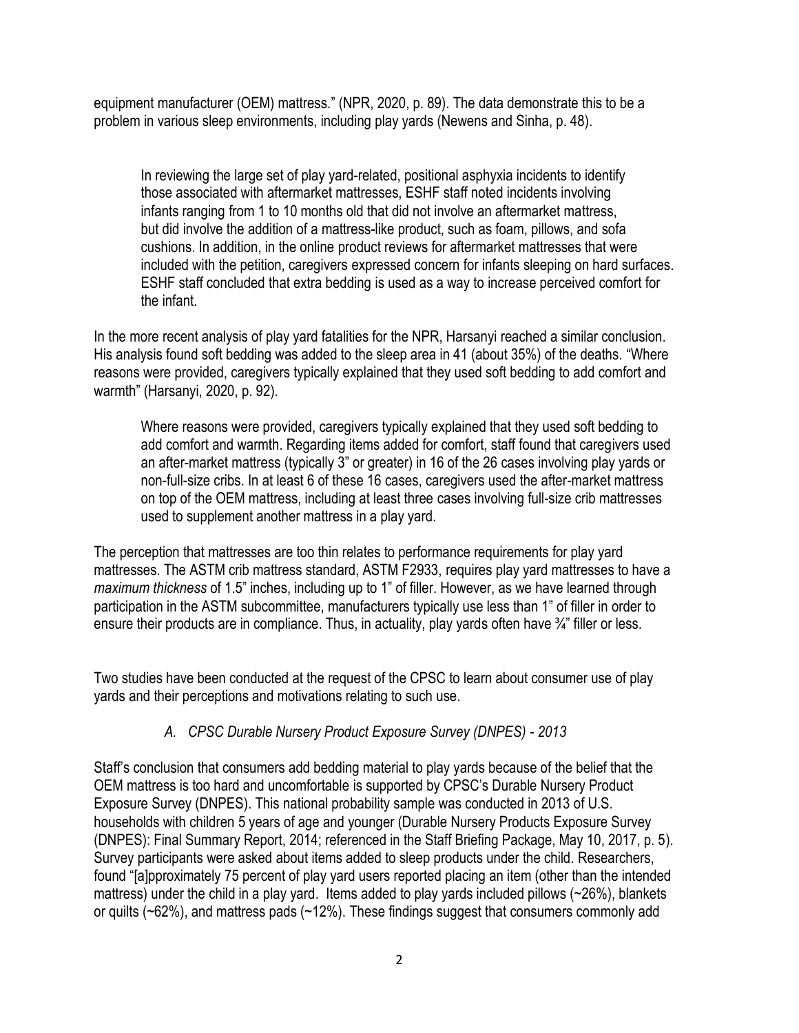equipment manufacturer (OEM) mattress." (NPR, 2020, p. 89). The data demonstrate this to be a problem in various sleep environments, including play yards (Newens and Sinha, p. 48).

> In reviewing the large set of play yard-related, positional asphyxia incidents to identify those associated with aftermarket mattresses, ESHF staff noted incidents involving infants ranging from 1 to 10 months old that did not involve an aftermarket mattress, but did involve the addition of a mattress-like product, such as foam, pillows, and sofa cushions. In addition, in the online product reviews for aftermarket mattresses that were included with the petition, caregivers expressed concern for infants sleeping on hard surfaces. ESHF staff concluded that extra bedding is used as a way to increase perceived comfort for the infant.

In the more recent analysis of play yard fatalities for the NPR, Harsanyi reached a similar conclusion. His analysis found soft bedding was added to the sleep area in 41 (about 35%) of the deaths. "Where reasons were provided, caregivers typically explained that they used soft bedding to add comfort and warmth" (Harsanyi, 2020, p. 92).

> Where reasons were provided, caregivers typically explained that they used soft bedding to add comfort and warmth. Regarding items added for comfort, staff found that caregivers used an after-market mattress (typically 3" or greater) in 16 of the 26 cases involving play yards or non-full-size cribs. In at least 6 of these 16 cases, caregivers used the after-market mattress on top of the OEM mattress, including at least three cases involving full-size crib mattresses used to supplement another mattress in a play yard.

The perception that mattresses are too thin relates to performance requirements for play yard mattresses. The ASTM crib mattress standard, ASTM F2933, requires play yard mattresses to have a *maximum thickness* of 1.5" inches, including up to 1" of filler. However, as we have learned through participation in the ASTM subcommittee, manufacturers typically use less than 1" of filler in order to ensure their products are in compliance. Thus, in actuality, play yards often have ¾" filler or less.

Two studies have been conducted at the request of the CPSC to learn about consumer use of play yards and their perceptions and motivations relating to such use.

### *A. CPSC Durable Nursery Product Exposure Survey (DNPES) - 2013*

Staff's conclusion that consumers add bedding material to play yards because of the belief that the OEM mattress is too hard and uncomfortable is supported by CPSC's Durable Nursery Product Exposure Survey (DNPES). This national probability sample was conducted in 2013 of U.S. households with children 5 years of age and younger (Durable Nursery Products Exposure Survey (DNPES): Final Summary Report, 2014; referenced in the Staff Briefing Package, May 10, 2017, p. 5). Survey participants were asked about items added to sleep products under the child. Researchers, found "[a]pproximately 75 percent of play yard users reported placing an item (other than the intended mattress) under the child in a play yard. Items added to play yards included pillows (~26%), blankets or quilts (~62%), and mattress pads (~12%). These findings suggest that consumers commonly add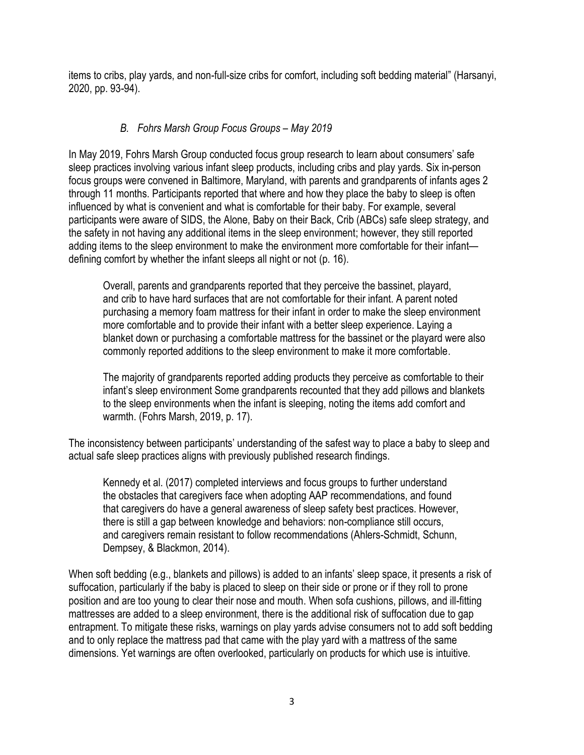items to cribs, play yards, and non-full-size cribs for comfort, including soft bedding material" (Harsanyi, 2020, pp. 93-94).

### *B. Fohrs Marsh Group Focus Groups – May 2019*

In May 2019, Fohrs Marsh Group conducted focus group research to learn about consumers' safe sleep practices involving various infant sleep products, including cribs and play yards. Six in-person focus groups were convened in Baltimore, Maryland, with parents and grandparents of infants ages 2 through 11 months. Participants reported that where and how they place the baby to sleep is often influenced by what is convenient and what is comfortable for their baby. For example, several participants were aware of SIDS, the Alone, Baby on their Back, Crib (ABCs) safe sleep strategy, and the safety in not having any additional items in the sleep environment; however, they still reported adding items to the sleep environment to make the environment more comfortable for their infant—defining comfort by whether the infant sleeps all night or not (p. 16).

> Overall, parents and grandparents reported that they perceive the bassinet, playard, and crib to have hard surfaces that are not comfortable for their infant. A parent noted purchasing a memory foam mattress for their infant in order to make the sleep environment more comfortable and to provide their infant with a better sleep experience. Laying a blanket down or purchasing a comfortable mattress for the bassinet or the playard were also commonly reported additions to the sleep environment to make it more comfortable.
>
> The majority of grandparents reported adding products they perceive as comfortable to their infant's sleep environment Some grandparents recounted that they add pillows and blankets to the sleep environments when the infant is sleeping, noting the items add comfort and warmth. (Fohrs Marsh, 2019, p. 17).

The inconsistency between participants' understanding of the safest way to place a baby to sleep and actual safe sleep practices aligns with previously published research findings.

> Kennedy et al. (2017) completed interviews and focus groups to further understand the obstacles that caregivers face when adopting AAP recommendations, and found that caregivers do have a general awareness of sleep safety best practices. However, there is still a gap between knowledge and behaviors: non-compliance still occurs, and caregivers remain resistant to follow recommendations (Ahlers-Schmidt, Schunn, Dempsey, & Blackmon, 2014).

When soft bedding (e.g., blankets and pillows) is added to an infants' sleep space, it presents a risk of suffocation, particularly if the baby is placed to sleep on their side or prone or if they roll to prone position and are too young to clear their nose and mouth. When sofa cushions, pillows, and ill-fitting mattresses are added to a sleep environment, there is the additional risk of suffocation due to gap entrapment. To mitigate these risks, warnings on play yards advise consumers not to add soft bedding and to only replace the mattress pad that came with the play yard with a mattress of the same dimensions. Yet warnings are often overlooked, particularly on products for which use is intuitive.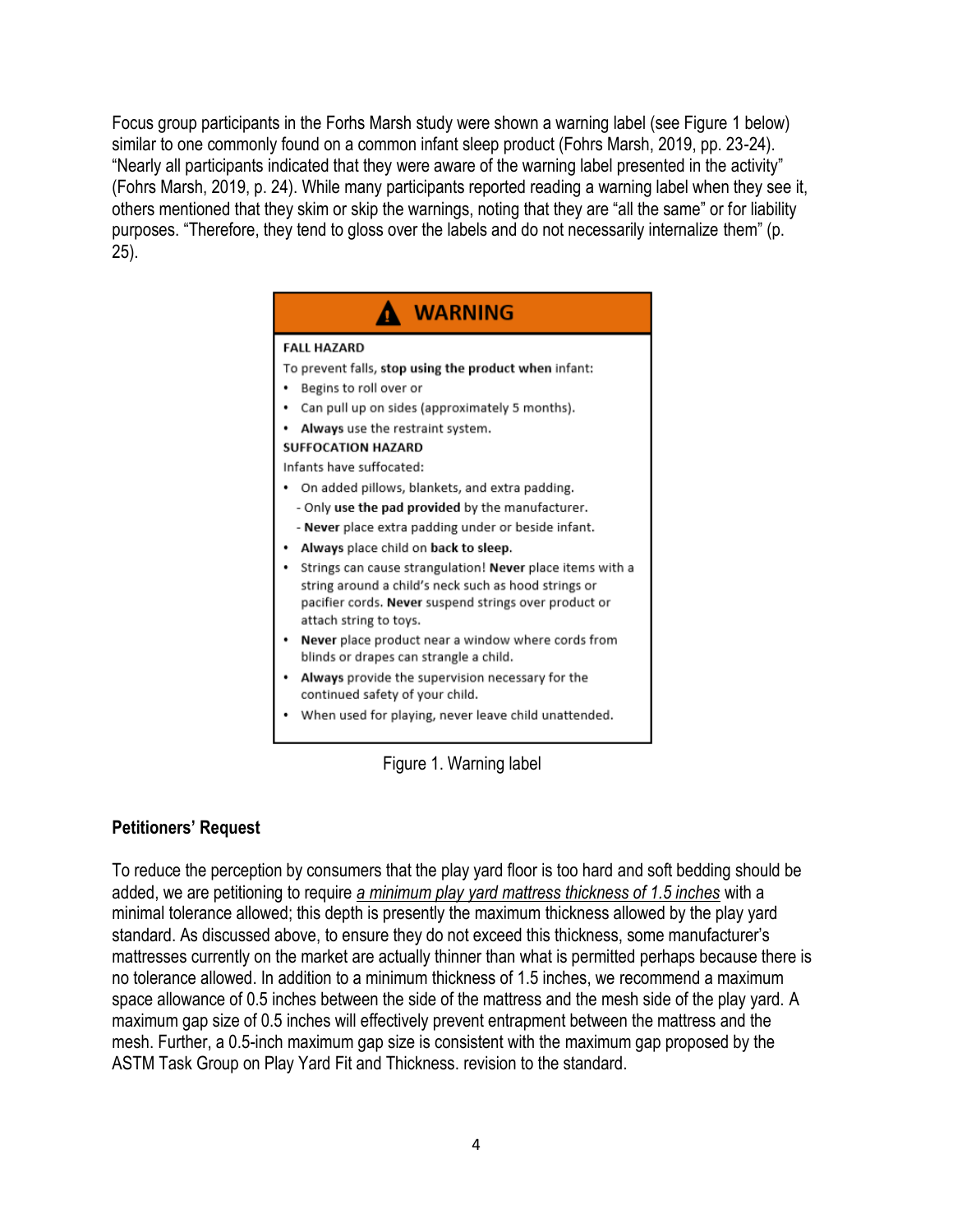Focus group participants in the Forhs Marsh study were shown a warning label (see Figure 1 below) similar to one commonly found on a common infant sleep product (Fohrs Marsh, 2019, pp. 23-24). "Nearly all participants indicated that they were aware of the warning label presented in the activity" (Fohrs Marsh, 2019, p. 24). While many participants reported reading a warning label when they see it, others mentioned that they skim or skip the warnings, noting that they are "all the same" or for liability purposes. "Therefore, they tend to gloss over the labels and do not necessarily internalize them" (p. 25).

**⚠ WARNING**

**FALL HAZARD**

To prevent falls, **stop using the product when** infant:

- Begins to roll over or
- Can pull up on sides (approximately 5 months).
- **Always** use the restraint system.

**SUFFOCATION HAZARD**

Infants have suffocated:

- On added pillows, blankets, and extra padding.
  - Only **use the pad provided** by the manufacturer.
  - **Never** place extra padding under or beside infant.
- **Always** place child on **back to sleep.**
- Strings can cause strangulation! **Never** place items with a string around a child's neck such as hood strings or pacifier cords. **Never** suspend strings over product or attach string to toys.
- **Never** place product near a window where cords from blinds or drapes can strangle a child.
- **Always** provide the supervision necessary for the continued safety of your child.
- When used for playing, never leave child unattended.

Figure 1. Warning label

**Petitioners' Request**

To reduce the perception by consumers that the play yard floor is too hard and soft bedding should be added, we are petitioning to require *a minimum play yard mattress thickness of 1.5 inches* with a minimal tolerance allowed; this depth is presently the maximum thickness allowed by the play yard standard. As discussed above, to ensure they do not exceed this thickness, some manufacturer's mattresses currently on the market are actually thinner than what is permitted perhaps because there is no tolerance allowed. In addition to a minimum thickness of 1.5 inches, we recommend a maximum space allowance of 0.5 inches between the side of the mattress and the mesh side of the play yard. A maximum gap size of 0.5 inches will effectively prevent entrapment between the mattress and the mesh. Further, a 0.5-inch maximum gap size is consistent with the maximum gap proposed by the ASTM Task Group on Play Yard Fit and Thickness. revision to the standard.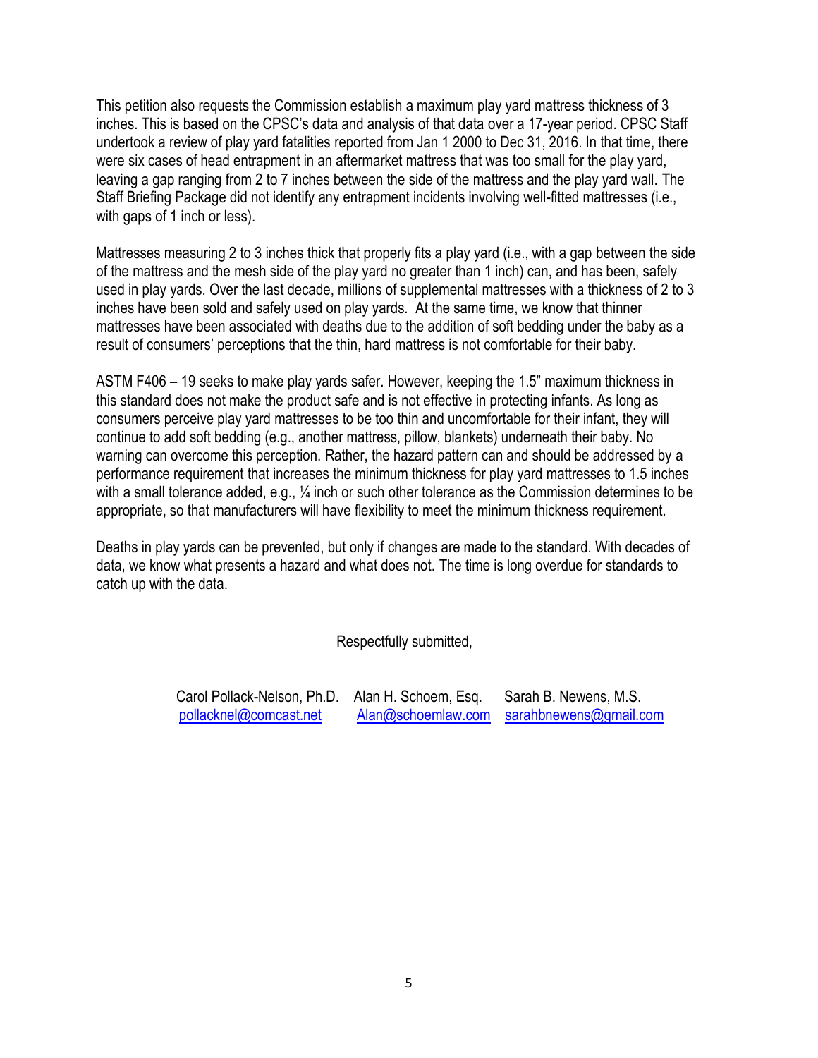This petition also requests the Commission establish a maximum play yard mattress thickness of 3 inches. This is based on the CPSC's data and analysis of that data over a 17-year period. CPSC Staff undertook a review of play yard fatalities reported from Jan 1 2000 to Dec 31, 2016. In that time, there were six cases of head entrapment in an aftermarket mattress that was too small for the play yard, leaving a gap ranging from 2 to 7 inches between the side of the mattress and the play yard wall. The Staff Briefing Package did not identify any entrapment incidents involving well-fitted mattresses (i.e., with gaps of 1 inch or less).

Mattresses measuring 2 to 3 inches thick that properly fits a play yard (i.e., with a gap between the side of the mattress and the mesh side of the play yard no greater than 1 inch) can, and has been, safely used in play yards. Over the last decade, millions of supplemental mattresses with a thickness of 2 to 3 inches have been sold and safely used on play yards. At the same time, we know that thinner mattresses have been associated with deaths due to the addition of soft bedding under the baby as a result of consumers' perceptions that the thin, hard mattress is not comfortable for their baby.

ASTM F406 – 19 seeks to make play yards safer. However, keeping the 1.5" maximum thickness in this standard does not make the product safe and is not effective in protecting infants. As long as consumers perceive play yard mattresses to be too thin and uncomfortable for their infant, they will continue to add soft bedding (e.g., another mattress, pillow, blankets) underneath their baby. No warning can overcome this perception. Rather, the hazard pattern can and should be addressed by a performance requirement that increases the minimum thickness for play yard mattresses to 1.5 inches with a small tolerance added, e.g., ¼ inch or such other tolerance as the Commission determines to be appropriate, so that manufacturers will have flexibility to meet the minimum thickness requirement.

Deaths in play yards can be prevented, but only if changes are made to the standard. With decades of data, we know what presents a hazard and what does not. The time is long overdue for standards to catch up with the data.

Respectfully submitted,

Carol Pollack-Nelson, Ph.D.
pollacknel@comcast.net

Alan H. Schoem, Esq.
Alan@schoemlaw.com

Sarah B. Newens, M.S.
sarahbnewens@gmail.com